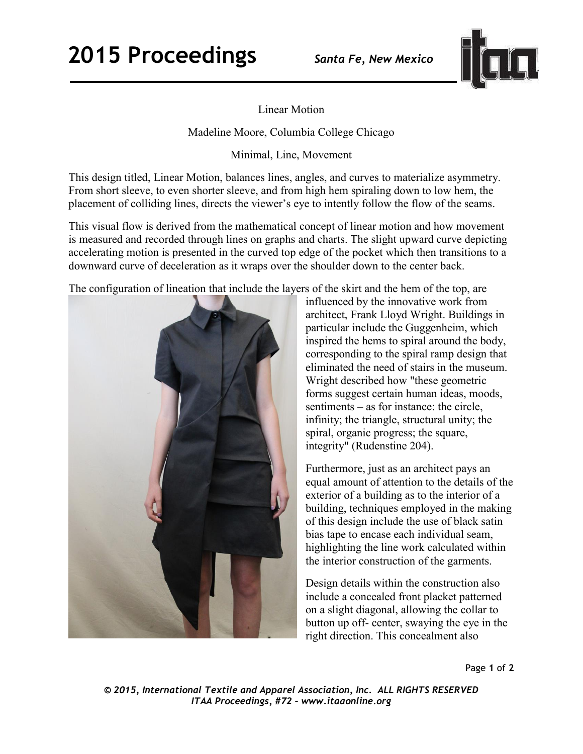Linear Motion

Madeline Moore, Columbia College Chicago

Minimal, Line, Movement

This design titled, Linear Motion, balances lines, angles, and curves to materialize asymmetry. From short sleeve, to even shorter sleeve, and from high hem spiraling down to low hem, the placement of colliding lines, directs the viewer's eye to intently follow the flow of the seams.

This visual flow is derived from the mathematical concept of linear motion and how movement is measured and recorded through lines on graphs and charts. The slight upward curve depicting accelerating motion is presented in the curved top edge of the pocket which then transitions to a downward curve of deceleration as it wraps over the shoulder down to the center back.

The configuration of lineation that include the layers of the skirt and the hem of the top, are influenced by the innovative work from architect, Frank Lloyd Wright. Buildings in particular include the Guggenheim, which inspired the hems to spiral around the body, corresponding to the spiral ramp design that eliminated the need of stairs in the museum. Wright described how "these geometric forms suggest certain human ideas, moods, sentiments – as for instance: the circle, infinity; the triangle, structural unity; the spiral, organic progress; the square, integrity" (Rudenstine 204).

Furthermore, just as an architect pays an equal amount of attention to the details of the exterior of a building as to the interior of a building, techniques employed in the making of this design include the use of black satin bias tape to encase each individual seam, highlighting the line work calculated within the interior construction of the garments.

Design details within the construction also include a concealed front placket patterned on a slight diagonal, allowing the collar to button up off- center, swaying the eye in the right direction. This concealment also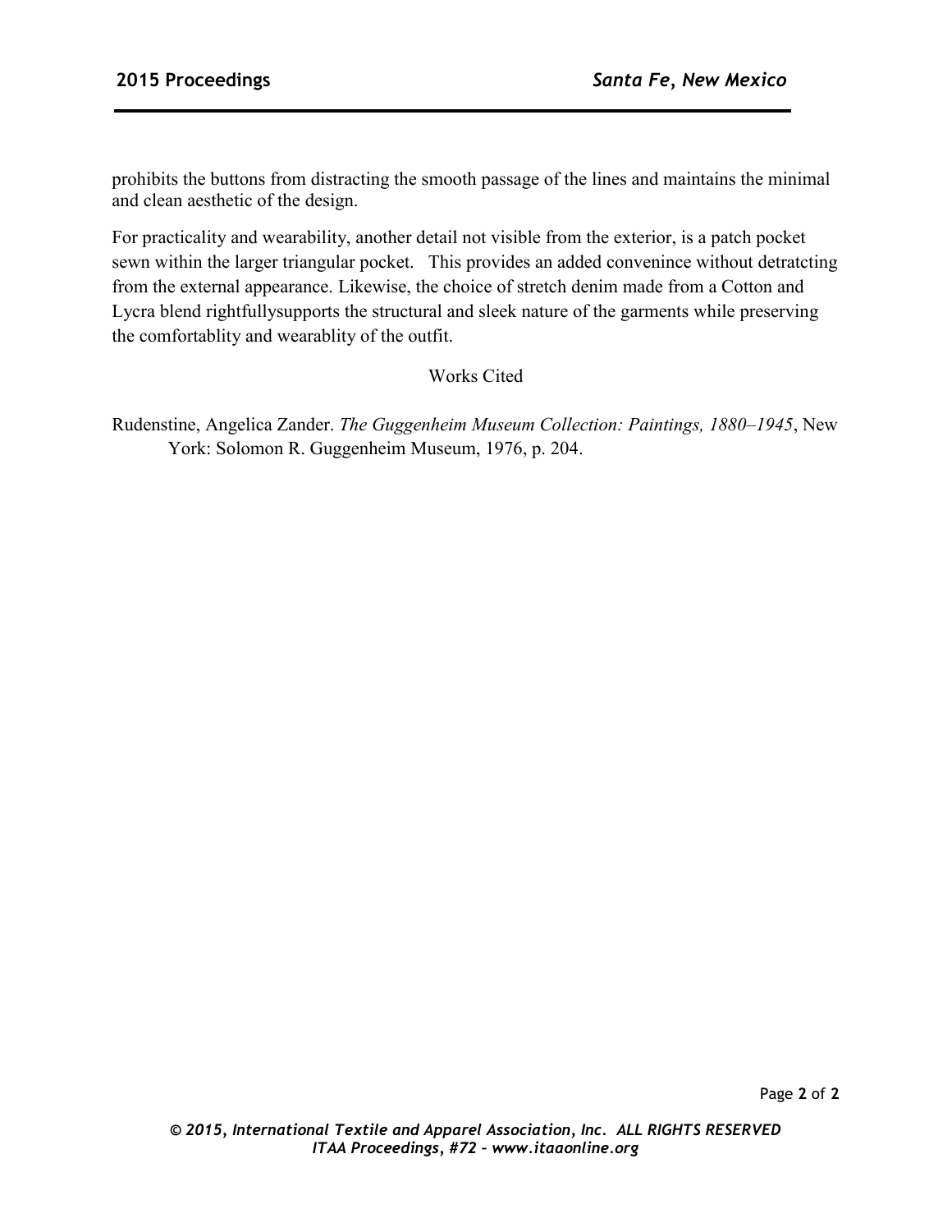prohibits the buttons from distracting the smooth passage of the lines and maintains the minimal and clean aesthetic of the design.

For practicality and wearability, another detail not visible from the exterior, is a patch pocket sewn within the larger triangular pocket. This provides an added convenince without detratcting from the external appearance. Likewise, the choice of stretch denim made from a Cotton and Lycra blend rightfullysupports the structural and sleek nature of the garments while preserving the comfortablity and wearablity of the outfit.

## Works Cited

Rudenstine, Angelica Zander. *The Guggenheim Museum Collection: Paintings, 1880–1945*, New York: Solomon R. Guggenheim Museum, 1976, p. 204.